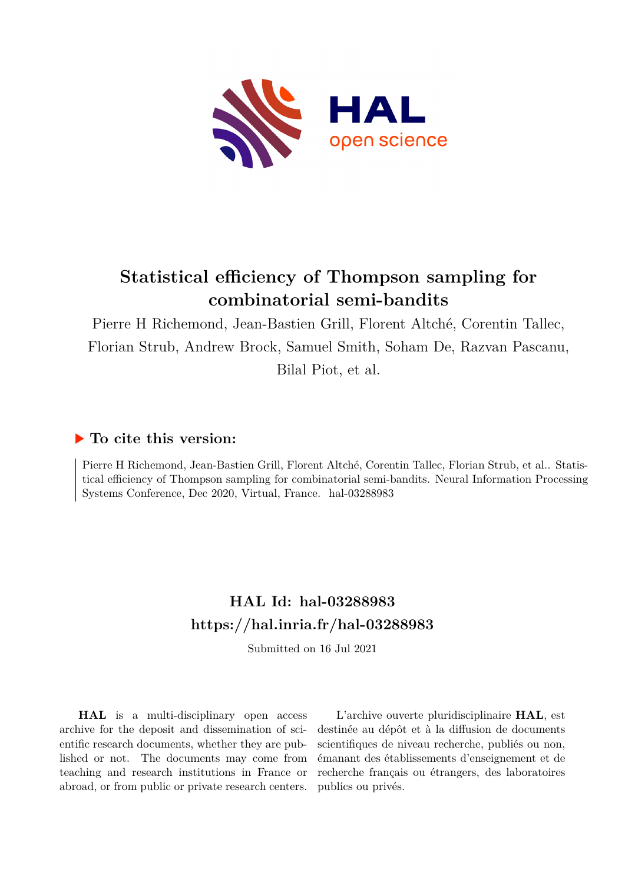# Statistical efficiency of Thompson sampling for combinatorial semi-bandits

Pierre H Richemond, Jean-Bastien Grill, Florent Altché, Corentin Tallec, Florian Strub, Andrew Brock, Samuel Smith, Soham De, Razvan Pascanu, Bilal Piot, et al.

## ▶ To cite this version:

Pierre H Richemond, Jean-Bastien Grill, Florent Altché, Corentin Tallec, Florian Strub, et al.. Statistical efficiency of Thompson sampling for combinatorial semi-bandits. Neural Information Processing Systems Conference, Dec 2020, Virtual, France. hal-03288983

## HAL Id: hal-03288983
## https://hal.inria.fr/hal-03288983

Submitted on 16 Jul 2021

**HAL** is a multi-disciplinary open access archive for the deposit and dissemination of scientific research documents, whether they are published or not. The documents may come from teaching and research institutions in France or abroad, or from public or private research centers.

L'archive ouverte pluridisciplinaire **HAL**, est destinée au dépôt et à la diffusion de documents scientifiques de niveau recherche, publiés ou non, émanant des établissements d'enseignement et de recherche français ou étrangers, des laboratoires publics ou privés.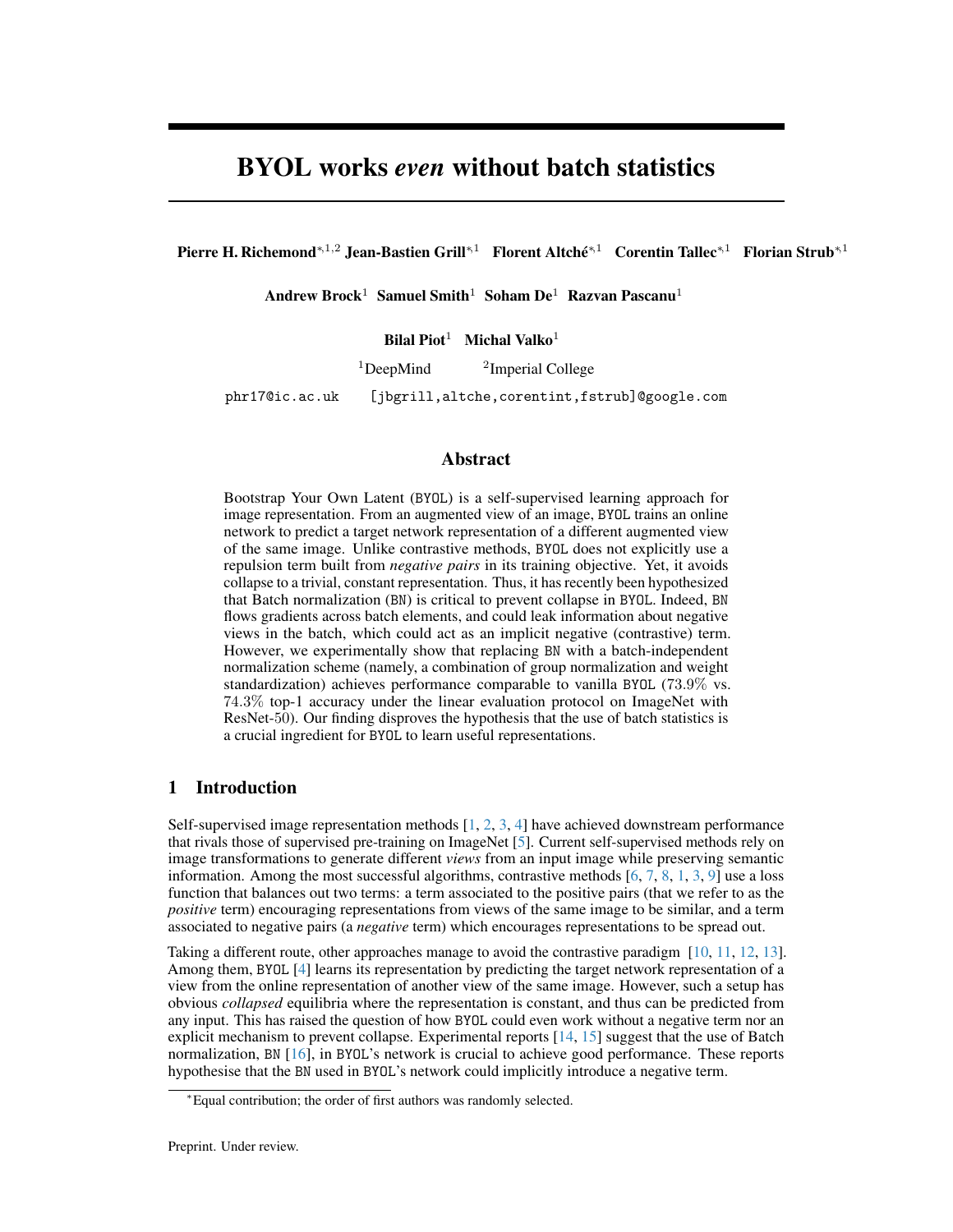# BYOL works *even* without batch statistics

**Pierre H. Richemond**[\*,1,2] **Jean-Bastien Grill**[\*,1] **Florent Altché**[\*,1] **Corentin Tallec**[\*,1] **Florian Strub**[\*,1]

**Andrew Brock**[1] **Samuel Smith**[1] **Soham De**[1] **Razvan Pascanu**[1]

**Bilal Piot**[1] **Michal Valko**[1]

[1]DeepMind [2]Imperial College

phr17@ic.ac.uk [jbgrill,altche,corentint,fstrub]@google.com

## Abstract

Bootstrap Your Own Latent (BYOL) is a self-supervised learning approach for image representation. From an augmented view of an image, BYOL trains an online network to predict a target network representation of a different augmented view of the same image. Unlike contrastive methods, BYOL does not explicitly use a repulsion term built from *negative pairs* in its training objective. Yet, it avoids collapse to a trivial, constant representation. Thus, it has recently been hypothesized that Batch normalization (BN) is critical to prevent collapse in BYOL. Indeed, BN flows gradients across batch elements, and could leak information about negative views in the batch, which could act as an implicit negative (contrastive) term. However, we experimentally show that replacing BN with a batch-independent normalization scheme (namely, a combination of group normalization and weight standardization) achieves performance comparable to vanilla BYOL (73.9% vs. 74.3% top-1 accuracy under the linear evaluation protocol on ImageNet with ResNet-50). Our finding disproves the hypothesis that the use of batch statistics is a crucial ingredient for BYOL to learn useful representations.

## 1 Introduction

Self-supervised image representation methods [1, 2, 3, 4] have achieved downstream performance that rivals those of supervised pre-training on ImageNet [5]. Current self-supervised methods rely on image transformations to generate different *views* from an input image while preserving semantic information. Among the most successful algorithms, contrastive methods [6, 7, 8, 1, 3, 9] use a loss function that balances out two terms: a term associated to the positive pairs (that we refer to as the *positive* term) encouraging representations from views of the same image to be similar, and a term associated to negative pairs (a *negative* term) which encourages representations to be spread out.

Taking a different route, other approaches manage to avoid the contrastive paradigm [10, 11, 12, 13]. Among them, BYOL [4] learns its representation by predicting the target network representation of a view from the online representation of another view of the same image. However, such a setup has obvious *collapsed* equilibria where the representation is constant, and thus can be predicted from any input. This has raised the question of how BYOL could even work without a negative term nor an explicit mechanism to prevent collapse. Experimental reports [14, 15] suggest that the use of Batch normalization, BN [16], in BYOL's network is crucial to achieve good performance. These reports hypothesise that the BN used in BYOL's network could implicitly introduce a negative term.

\*Equal contribution; the order of first authors was randomly selected.

Preprint. Under review.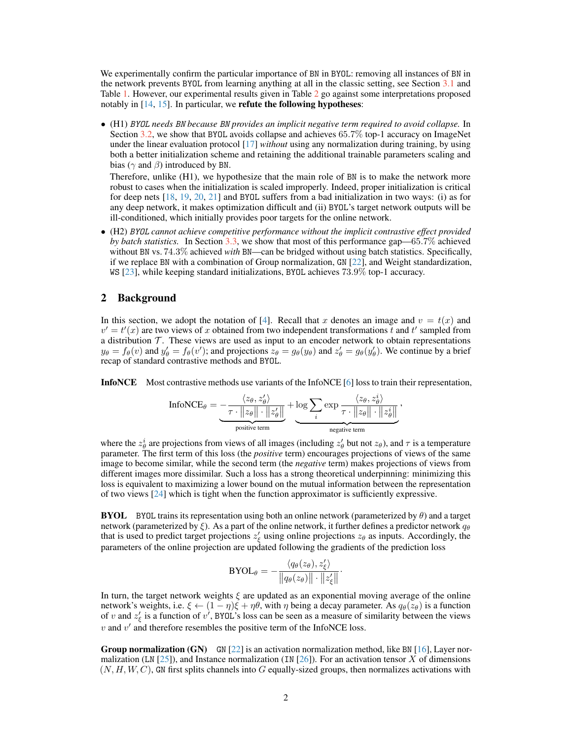We experimentally confirm the particular importance of BN in BYOL: removing all instances of BN in the network prevents BYOL from learning anything at all in the classic setting, see Section 3.1 and Table 1. However, our experimental results given in Table 2 go against some interpretations proposed notably in [14, 15]. In particular, we **refute the following hypotheses**:

- (H1) *BYOL needs BN because BN provides an implicit negative term required to avoid collapse.* In Section 3.2, we show that BYOL avoids collapse and achieves 65.7% top-1 accuracy on ImageNet under the linear evaluation protocol [17] *without* using any normalization during training, by using both a better initialization scheme and retaining the additional trainable parameters scaling and bias ($\gamma$ and $\beta$) introduced by BN.

  Therefore, unlike (H1), we hypothesize that the main role of BN is to make the network more robust to cases when the initialization is scaled improperly. Indeed, proper initialization is critical for deep nets [18, 19, 20, 21] and BYOL suffers from a bad initialization in two ways: (i) as for any deep network, it makes optimization difficult and (ii) BYOL's target network outputs will be ill-conditioned, which initially provides poor targets for the online network.

- (H2) *BYOL cannot achieve competitive performance without the implicit contrastive effect provided by batch statistics.* In Section 3.3, we show that most of this performance gap—65.7% achieved without BN vs. 74.3% achieved *with* BN—can be bridged without using batch statistics. Specifically, if we replace BN with a combination of Group normalization, GN [22], and Weight standardization, WS [23], while keeping standard initializations, BYOL achieves 73.9% top-1 accuracy.

## 2 Background

In this section, we adopt the notation of [4]. Recall that $x$ denotes an image and $v = t(x)$ and $v' = t'(x)$ are two views of $x$ obtained from two independent transformations $t$ and $t'$ sampled from a distribution $\mathcal{T}$. These views are used as input to an encoder network to obtain representations $y_\theta = f_\theta(v)$ and $y'_\theta = f_\theta(v')$; and projections $z_\theta = g_\theta(y_\theta)$ and $z'_\theta = g_\theta(y'_\theta)$. We continue by a brief recap of standard contrastive methods and BYOL.

**InfoNCE** Most contrastive methods use variants of the InfoNCE [6] loss to train their representation,

$$\text{InfoNCE}_\theta = \underbrace{-\frac{\langle z_\theta, z'_\theta \rangle}{\tau \cdot \|z_\theta\| \cdot \|z'_\theta\|}}_{\text{positive term}} + \underbrace{\log \sum_i \exp \frac{\langle z_\theta, z^i_\theta \rangle}{\tau \cdot \|z_\theta\| \cdot \|z^i_\theta\|}}_{\text{negative term}},$$

where the $z^i_\theta$ are projections from views of all images (including $z'_\theta$ but not $z_\theta$), and $\tau$ is a temperature parameter. The first term of this loss (the *positive* term) encourages projections of views of the same image to become similar, while the second term (the *negative* term) makes projections of views from different images more dissimilar. Such a loss has a strong theoretical underpinning: minimizing this loss is equivalent to maximizing a lower bound on the mutual information between the representation of two views [24] which is tight when the function approximator is sufficiently expressive.

**BYOL** BYOL trains its representation using both an online network (parameterized by $\theta$) and a target network (parameterized by $\xi$). As a part of the online network, it further defines a predictor network $q_\theta$ that is used to predict target projections $z'_\xi$ using online projections $z_\theta$ as inputs. Accordingly, the parameters of the online projection are updated following the gradients of the prediction loss

$$\text{BYOL}_\theta = -\frac{\langle q_\theta(z_\theta), z'_\xi \rangle}{\|q_\theta(z_\theta)\| \cdot \|z'_\xi\|}.$$

In turn, the target network weights $\xi$ are updated as an exponential moving average of the online network's weights, i.e. $\xi \leftarrow (1 - \eta)\xi + \eta\theta$, with $\eta$ being a decay parameter. As $q_\theta(z_\theta)$ is a function of $v$ and $z'_\xi$ is a function of $v'$, BYOL's loss can be seen as a measure of similarity between the views $v$ and $v'$ and therefore resembles the positive term of the InfoNCE loss.

**Group normalization (GN)** GN [22] is an activation normalization method, like BN [16], Layer normalization (LN [25]), and Instance normalization (IN [26]). For an activation tensor $X$ of dimensions $(N, H, W, C)$, GN first splits channels into $G$ equally-sized groups, then normalizes activations with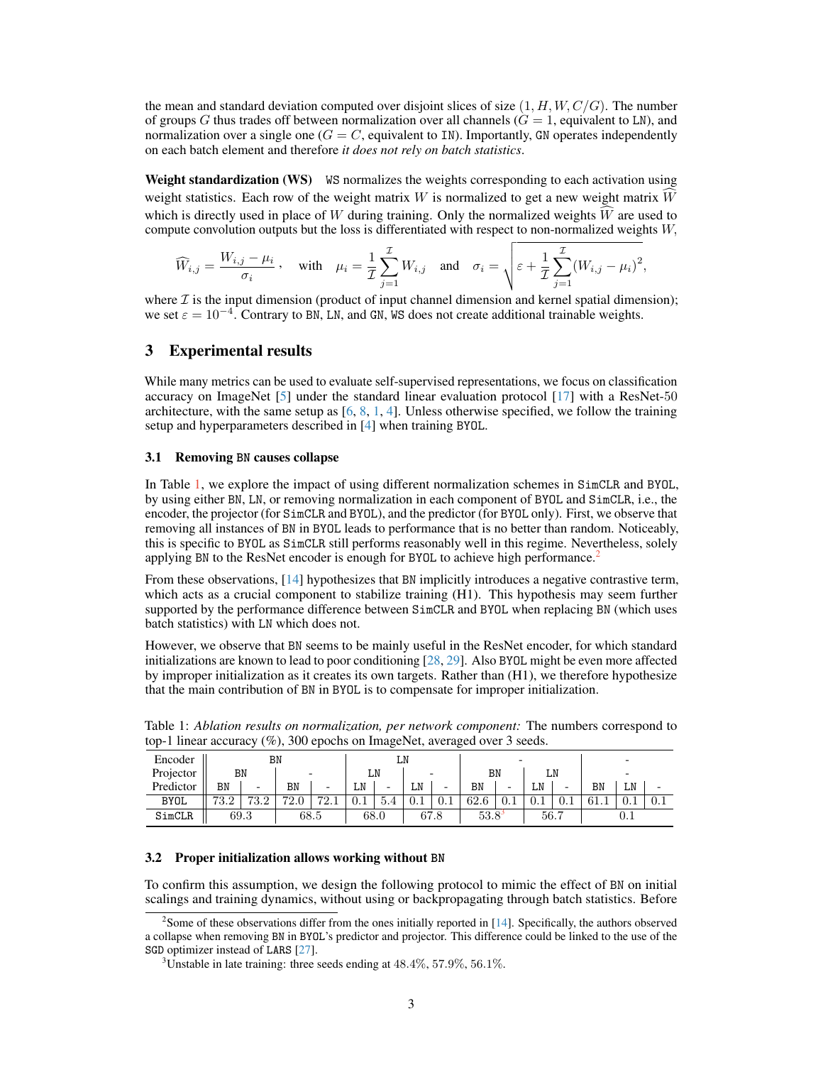the mean and standard deviation computed over disjoint slices of size $(1, H, W, C/G)$. The number of groups $G$ thus trades off between normalization over all channels ($G = 1$, equivalent to LN), and normalization over a single one ($G = C$, equivalent to IN). Importantly, GN operates independently on each batch element and therefore *it does not rely on batch statistics*.

**Weight standardization (WS)** WS normalizes the weights corresponding to each activation using weight statistics. Each row of the weight matrix $W$ is normalized to get a new weight matrix $\widehat{W}$ which is directly used in place of $W$ during training. Only the normalized weights $\widehat{W}$ are used to compute convolution outputs but the loss is differentiated with respect to non-normalized weights $W$,

$$\widehat{W}_{i,j} = \frac{W_{i,j} - \mu_i}{\sigma_i}, \quad \text{with} \quad \mu_i = \frac{1}{\mathcal{I}} \sum_{j=1}^{\mathcal{I}} W_{i,j} \quad \text{and} \quad \sigma_i = \sqrt{\varepsilon + \frac{1}{\mathcal{I}} \sum_{j=1}^{\mathcal{I}} (W_{i,j} - \mu_i)^2},$$

where $\mathcal{I}$ is the input dimension (product of input channel dimension and kernel spatial dimension); we set $\varepsilon = 10^{-4}$. Contrary to BN, LN, and GN, WS does not create additional trainable weights.

## 3 Experimental results

While many metrics can be used to evaluate self-supervised representations, we focus on classification accuracy on ImageNet [5] under the standard linear evaluation protocol [17] with a ResNet-50 architecture, with the same setup as [6, 8, 1, 4]. Unless otherwise specified, we follow the training setup and hyperparameters described in [4] when training BYOL.

### 3.1 Removing BN causes collapse

In Table 1, we explore the impact of using different normalization schemes in SimCLR and BYOL, by using either BN, LN, or removing normalization in each component of BYOL and SimCLR, i.e., the encoder, the projector (for SimCLR and BYOL), and the predictor (for BYOL only). First, we observe that removing all instances of BN in BYOL leads to performance that is no better than random. Noticeably, this is specific to BYOL as SimCLR still performs reasonably well in this regime. Nevertheless, solely applying BN to the ResNet encoder is enough for BYOL to achieve high performance.[2]

From these observations, [14] hypothesizes that BN implicitly introduces a negative contrastive term, which acts as a crucial component to stabilize training (H1). This hypothesis may seem further supported by the performance difference between SimCLR and BYOL when replacing BN (which uses batch statistics) with LN which does not.

However, we observe that BN seems to be mainly useful in the ResNet encoder, for which standard initializations are known to lead to poor conditioning [28, 29]. Also BYOL might be even more affected by improper initialization as it creates its own targets. Rather than (H1), we therefore hypothesize that the main contribution of BN in BYOL is to compensate for improper initialization.

Table 1: *Ablation results on normalization, per network component:* The numbers correspond to top-1 linear accuracy (%), 300 epochs on ImageNet, averaged over 3 seeds.

| Encoder | BN | | | | LN | | | | - | | | | - | | |
|---|---|---|---|---|---|---|---|---|---|---|---|---|---|---|---|
| Projector | BN | | - | | LN | | - | | BN | | LN | | - | | |
| Predictor | BN | - | BN | - | LN | - | LN | - | BN | - | LN | - | BN | LN | - |
| BYOL | 73.2 | 73.2 | 72.0 | 72.1 | 0.1 | 5.4 | 0.1 | 0.1 | 62.6 | 0.1 | 0.1 | 0.1 | 61.1 | 0.1 | 0.1 |
| SimCLR | 69.3 | | 68.5 | | 68.0 | | 67.8 | | 53.8[3] | | 56.7 | | 0.1 | | |

### 3.2 Proper initialization allows working without BN

To confirm this assumption, we design the following protocol to mimic the effect of BN on initial scalings and training dynamics, without using or backpropagating through batch statistics. Before

[2] Some of these observations differ from the ones initially reported in [14]. Specifically, the authors observed a collapse when removing BN in BYOL's predictor and projector. This difference could be linked to the use of the SGD optimizer instead of LARS [27].

[3] Unstable in late training: three seeds ending at 48.4%, 57.9%, 56.1%.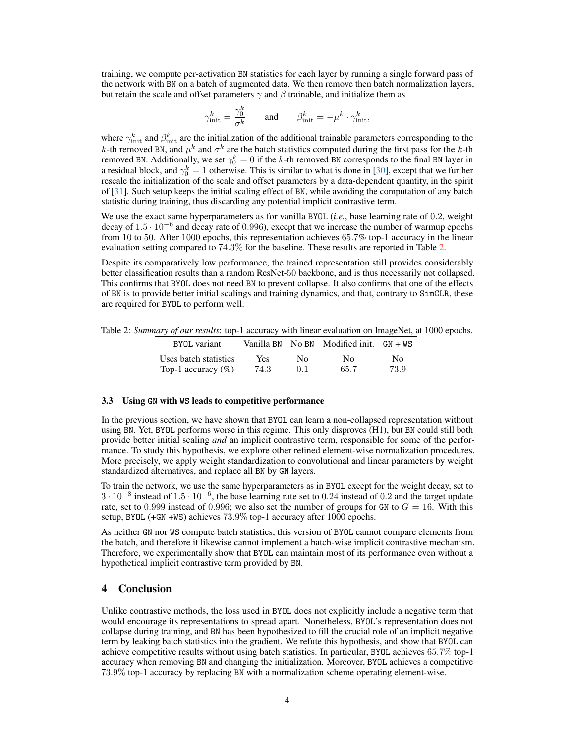training, we compute per-activation BN statistics for each layer by running a single forward pass of the network with BN on a batch of augmented data. We then remove then batch normalization layers, but retain the scale and offset parameters $\gamma$ and $\beta$ trainable, and initialize them as

$$\gamma^k_{\text{init}} = \frac{\gamma^k_0}{\sigma^k} \qquad \text{and} \qquad \beta^k_{\text{init}} = -\mu^k \cdot \gamma^k_{\text{init}},$$

where $\gamma^k_{\text{init}}$ and $\beta^k_{\text{init}}$ are the initialization of the additional trainable parameters corresponding to the $k$-th removed BN, and $\mu^k$ and $\sigma^k$ are the batch statistics computed during the first pass for the $k$-th removed BN. Additionally, we set $\gamma^k_0 = 0$ if the $k$-th removed BN corresponds to the final BN layer in a residual block, and $\gamma^k_0 = 1$ otherwise. This is similar to what is done in [30], except that we further rescale the initialization of the scale and offset parameters by a data-dependent quantity, in the spirit of [31]. Such setup keeps the initial scaling effect of BN, while avoiding the computation of any batch statistic during training, thus discarding any potential implicit contrastive term.

We use the exact same hyperparameters as for vanilla BYOL (*i.e.*, base learning rate of $0.2$, weight decay of $1.5 \cdot 10^{-6}$ and decay rate of $0.996$), except that we increase the number of warmup epochs from $10$ to $50$. After $1000$ epochs, this representation achieves $65.7\%$ top-1 accuracy in the linear evaluation setting compared to $74.3\%$ for the baseline. These results are reported in Table 2.

Despite its comparatively low performance, the trained representation still provides considerably better classification results than a random ResNet-50 backbone, and is thus necessarily not collapsed. This confirms that BYOL does not need BN to prevent collapse. It also confirms that one of the effects of BN is to provide better initial scalings and training dynamics, and that, contrary to SimCLR, these are required for BYOL to perform well.

Table 2: *Summary of our results*: top-1 accuracy with linear evaluation on ImageNet, at 1000 epochs.

| BYOL variant | Vanilla BN | No BN | Modified init. | GN + WS |
|---|---|---|---|---|
| Uses batch statistics | Yes | No | No | No |
| Top-1 accuracy (%) | 74.3 | 0.1 | 65.7 | 73.9 |

### 3.3 Using GN with WS leads to competitive performance

In the previous section, we have shown that BYOL can learn a non-collapsed representation without using BN. Yet, BYOL performs worse in this regime. This only disproves (H1), but BN could still both provide better initial scaling *and* an implicit contrastive term, responsible for some of the performance. To study this hypothesis, we explore other refined element-wise normalization procedures. More precisely, we apply weight standardization to convolutional and linear parameters by weight standardized alternatives, and replace all BN by GN layers.

To train the network, we use the same hyperparameters as in BYOL except for the weight decay, set to $3 \cdot 10^{-8}$ instead of $1.5 \cdot 10^{-6}$, the base learning rate set to $0.24$ instead of $0.2$ and the target update rate, set to $0.999$ instead of $0.996$; we also set the number of groups for GN to $G = 16$. With this setup, BYOL (+GN +WS) achieves $73.9\%$ top-1 accuracy after $1000$ epochs.

As neither GN nor WS compute batch statistics, this version of BYOL cannot compare elements from the batch, and therefore it likewise cannot implement a batch-wise implicit contrastive mechanism. Therefore, we experimentally show that BYOL can maintain most of its performance even without a hypothetical implicit contrastive term provided by BN.

## 4 Conclusion

Unlike contrastive methods, the loss used in BYOL does not explicitly include a negative term that would encourage its representations to spread apart. Nonetheless, BYOL's representation does not collapse during training, and BN has been hypothesized to fill the crucial role of an implicit negative term by leaking batch statistics into the gradient. We refute this hypothesis, and show that BYOL can achieve competitive results without using batch statistics. In particular, BYOL achieves $65.7\%$ top-1 accuracy when removing BN and changing the initialization. Moreover, BYOL achieves a competitive $73.9\%$ top-1 accuracy by replacing BN with a normalization scheme operating element-wise.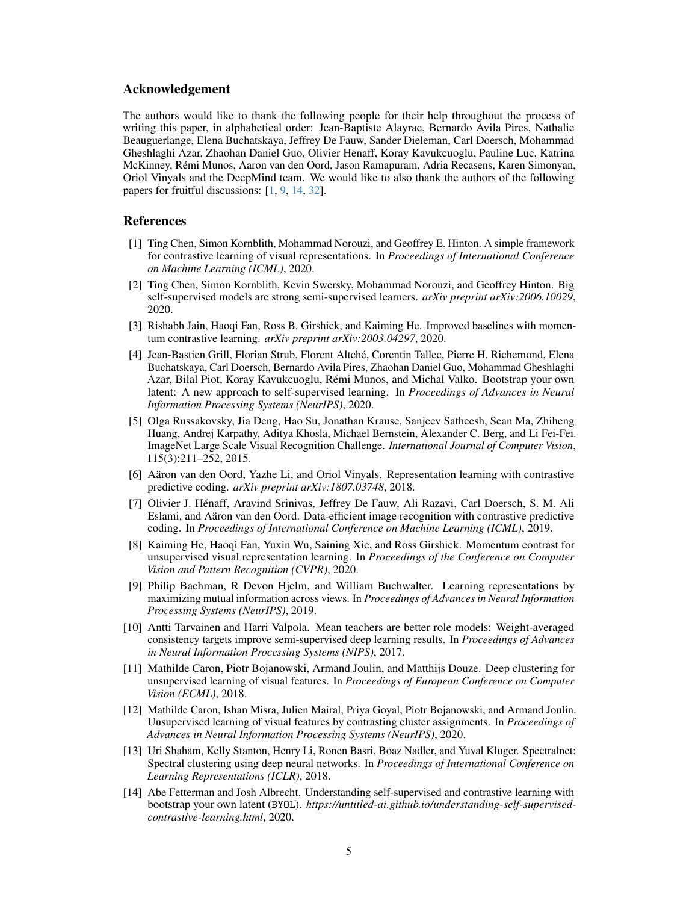## Acknowledgement

The authors would like to thank the following people for their help throughout the process of writing this paper, in alphabetical order: Jean-Baptiste Alayrac, Bernardo Avila Pires, Nathalie Beauguerlange, Elena Buchatskaya, Jeffrey De Fauw, Sander Dieleman, Carl Doersch, Mohammad Gheshlaghi Azar, Zhaohan Daniel Guo, Olivier Henaff, Koray Kavukcuoglu, Pauline Luc, Katrina McKinney, Rémi Munos, Aaron van den Oord, Jason Ramapuram, Adria Recasens, Karen Simonyan, Oriol Vinyals and the DeepMind team. We would like to also thank the authors of the following papers for fruitful discussions: [1, 9, 14, 32].

## References

[1] Ting Chen, Simon Kornblith, Mohammad Norouzi, and Geoffrey E. Hinton. A simple framework for contrastive learning of visual representations. In *Proceedings of International Conference on Machine Learning (ICML)*, 2020.

[2] Ting Chen, Simon Kornblith, Kevin Swersky, Mohammad Norouzi, and Geoffrey Hinton. Big self-supervised models are strong semi-supervised learners. *arXiv preprint arXiv:2006.10029*, 2020.

[3] Rishabh Jain, Haoqi Fan, Ross B. Girshick, and Kaiming He. Improved baselines with momentum contrastive learning. *arXiv preprint arXiv:2003.04297*, 2020.

[4] Jean-Bastien Grill, Florian Strub, Florent Altché, Corentin Tallec, Pierre H. Richemond, Elena Buchatskaya, Carl Doersch, Bernardo Avila Pires, Zhaohan Daniel Guo, Mohammad Gheshlaghi Azar, Bilal Piot, Koray Kavukcuoglu, Rémi Munos, and Michal Valko. Bootstrap your own latent: A new approach to self-supervised learning. In *Proceedings of Advances in Neural Information Processing Systems (NeurIPS)*, 2020.

[5] Olga Russakovsky, Jia Deng, Hao Su, Jonathan Krause, Sanjeev Satheesh, Sean Ma, Zhiheng Huang, Andrej Karpathy, Aditya Khosla, Michael Bernstein, Alexander C. Berg, and Li Fei-Fei. ImageNet Large Scale Visual Recognition Challenge. *International Journal of Computer Vision*, 115(3):211–252, 2015.

[6] Aäron van den Oord, Yazhe Li, and Oriol Vinyals. Representation learning with contrastive predictive coding. *arXiv preprint arXiv:1807.03748*, 2018.

[7] Olivier J. Hénaff, Aravind Srinivas, Jeffrey De Fauw, Ali Razavi, Carl Doersch, S. M. Ali Eslami, and Aäron van den Oord. Data-efficient image recognition with contrastive predictive coding. In *Proceedings of International Conference on Machine Learning (ICML)*, 2019.

[8] Kaiming He, Haoqi Fan, Yuxin Wu, Saining Xie, and Ross Girshick. Momentum contrast for unsupervised visual representation learning. In *Proceedings of the Conference on Computer Vision and Pattern Recognition (CVPR)*, 2020.

[9] Philip Bachman, R Devon Hjelm, and William Buchwalter. Learning representations by maximizing mutual information across views. In *Proceedings of Advances in Neural Information Processing Systems (NeurIPS)*, 2019.

[10] Antti Tarvainen and Harri Valpola. Mean teachers are better role models: Weight-averaged consistency targets improve semi-supervised deep learning results. In *Proceedings of Advances in Neural Information Processing Systems (NIPS)*, 2017.

[11] Mathilde Caron, Piotr Bojanowski, Armand Joulin, and Matthijs Douze. Deep clustering for unsupervised learning of visual features. In *Proceedings of European Conference on Computer Vision (ECML)*, 2018.

[12] Mathilde Caron, Ishan Misra, Julien Mairal, Priya Goyal, Piotr Bojanowski, and Armand Joulin. Unsupervised learning of visual features by contrasting cluster assignments. In *Proceedings of Advances in Neural Information Processing Systems (NeurIPS)*, 2020.

[13] Uri Shaham, Kelly Stanton, Henry Li, Ronen Basri, Boaz Nadler, and Yuval Kluger. Spectralnet: Spectral clustering using deep neural networks. In *Proceedings of International Conference on Learning Representations (ICLR)*, 2018.

[14] Abe Fetterman and Josh Albrecht. Understanding self-supervised and contrastive learning with bootstrap your own latent (BYOL). *https://untitled-ai.github.io/understanding-self-supervised-contrastive-learning.html*, 2020.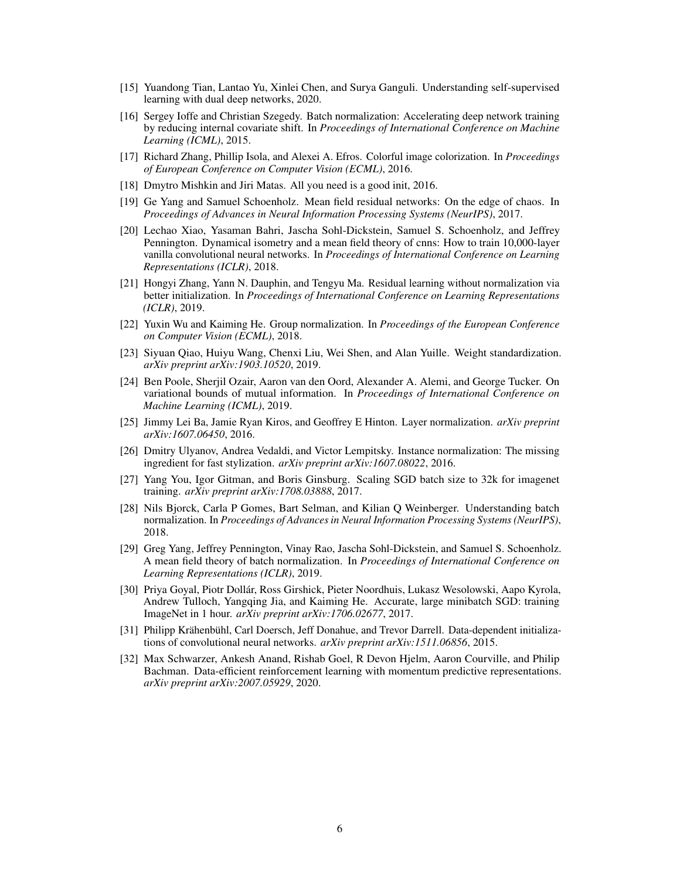[15] Yuandong Tian, Lantao Yu, Xinlei Chen, and Surya Ganguli. Understanding self-supervised learning with dual deep networks, 2020.

[16] Sergey Ioffe and Christian Szegedy. Batch normalization: Accelerating deep network training by reducing internal covariate shift. In *Proceedings of International Conference on Machine Learning (ICML)*, 2015.

[17] Richard Zhang, Phillip Isola, and Alexei A. Efros. Colorful image colorization. In *Proceedings of European Conference on Computer Vision (ECML)*, 2016.

[18] Dmytro Mishkin and Jiri Matas. All you need is a good init, 2016.

[19] Ge Yang and Samuel Schoenholz. Mean field residual networks: On the edge of chaos. In *Proceedings of Advances in Neural Information Processing Systems (NeurIPS)*, 2017.

[20] Lechao Xiao, Yasaman Bahri, Jascha Sohl-Dickstein, Samuel S. Schoenholz, and Jeffrey Pennington. Dynamical isometry and a mean field theory of cnns: How to train 10,000-layer vanilla convolutional neural networks. In *Proceedings of International Conference on Learning Representations (ICLR)*, 2018.

[21] Hongyi Zhang, Yann N. Dauphin, and Tengyu Ma. Residual learning without normalization via better initialization. In *Proceedings of International Conference on Learning Representations (ICLR)*, 2019.

[22] Yuxin Wu and Kaiming He. Group normalization. In *Proceedings of the European Conference on Computer Vision (ECML)*, 2018.

[23] Siyuan Qiao, Huiyu Wang, Chenxi Liu, Wei Shen, and Alan Yuille. Weight standardization. *arXiv preprint arXiv:1903.10520*, 2019.

[24] Ben Poole, Sherjil Ozair, Aaron van den Oord, Alexander A. Alemi, and George Tucker. On variational bounds of mutual information. In *Proceedings of International Conference on Machine Learning (ICML)*, 2019.

[25] Jimmy Lei Ba, Jamie Ryan Kiros, and Geoffrey E Hinton. Layer normalization. *arXiv preprint arXiv:1607.06450*, 2016.

[26] Dmitry Ulyanov, Andrea Vedaldi, and Victor Lempitsky. Instance normalization: The missing ingredient for fast stylization. *arXiv preprint arXiv:1607.08022*, 2016.

[27] Yang You, Igor Gitman, and Boris Ginsburg. Scaling SGD batch size to 32k for imagenet training. *arXiv preprint arXiv:1708.03888*, 2017.

[28] Nils Bjorck, Carla P Gomes, Bart Selman, and Kilian Q Weinberger. Understanding batch normalization. In *Proceedings of Advances in Neural Information Processing Systems (NeurIPS)*, 2018.

[29] Greg Yang, Jeffrey Pennington, Vinay Rao, Jascha Sohl-Dickstein, and Samuel S. Schoenholz. A mean field theory of batch normalization. In *Proceedings of International Conference on Learning Representations (ICLR)*, 2019.

[30] Priya Goyal, Piotr Dollár, Ross Girshick, Pieter Noordhuis, Lukasz Wesolowski, Aapo Kyrola, Andrew Tulloch, Yangqing Jia, and Kaiming He. Accurate, large minibatch SGD: training ImageNet in 1 hour. *arXiv preprint arXiv:1706.02677*, 2017.

[31] Philipp Krähenbühl, Carl Doersch, Jeff Donahue, and Trevor Darrell. Data-dependent initializations of convolutional neural networks. *arXiv preprint arXiv:1511.06856*, 2015.

[32] Max Schwarzer, Ankesh Anand, Rishab Goel, R Devon Hjelm, Aaron Courville, and Philip Bachman. Data-efficient reinforcement learning with momentum predictive representations. *arXiv preprint arXiv:2007.05929*, 2020.